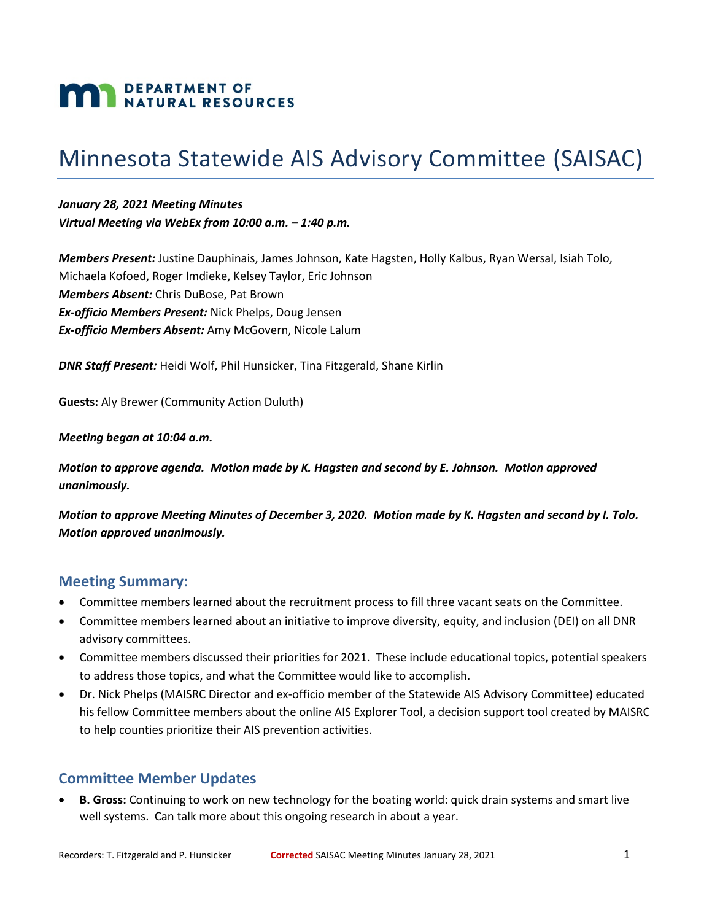**DEPARTMENT OF NATURAL RESOURCES**

# Minnesota Statewide AIS Advisory Committee (SAISAC)

***January 28, 2021 Meeting Minutes***
***Virtual Meeting via WebEx from 10:00 a.m. – 1:40 p.m.***

***Members Present:*** Justine Dauphinais, James Johnson, Kate Hagsten, Holly Kalbus, Ryan Wersal, Isiah Tolo, Michaela Kofoed, Roger Imdieke, Kelsey Taylor, Eric Johnson
***Members Absent:*** Chris DuBose, Pat Brown
***Ex-officio Members Present:*** Nick Phelps, Doug Jensen
***Ex-officio Members Absent:*** Amy McGovern, Nicole Lalum

***DNR Staff Present:*** Heidi Wolf, Phil Hunsicker, Tina Fitzgerald, Shane Kirlin

**Guests:** Aly Brewer (Community Action Duluth)

***Meeting began at 10:04 a.m.***

***Motion to approve agenda. Motion made by K. Hagsten and second by E. Johnson. Motion approved unanimously.***

***Motion to approve Meeting Minutes of December 3, 2020. Motion made by K. Hagsten and second by I. Tolo. Motion approved unanimously.***

## Meeting Summary:

- Committee members learned about the recruitment process to fill three vacant seats on the Committee.
- Committee members learned about an initiative to improve diversity, equity, and inclusion (DEI) on all DNR advisory committees.
- Committee members discussed their priorities for 2021. These include educational topics, potential speakers to address those topics, and what the Committee would like to accomplish.
- Dr. Nick Phelps (MAISRC Director and ex-officio member of the Statewide AIS Advisory Committee) educated his fellow Committee members about the online AIS Explorer Tool, a decision support tool created by MAISRC to help counties prioritize their AIS prevention activities.

## Committee Member Updates

- **B. Gross:** Continuing to work on new technology for the boating world: quick drain systems and smart live well systems. Can talk more about this ongoing research in about a year.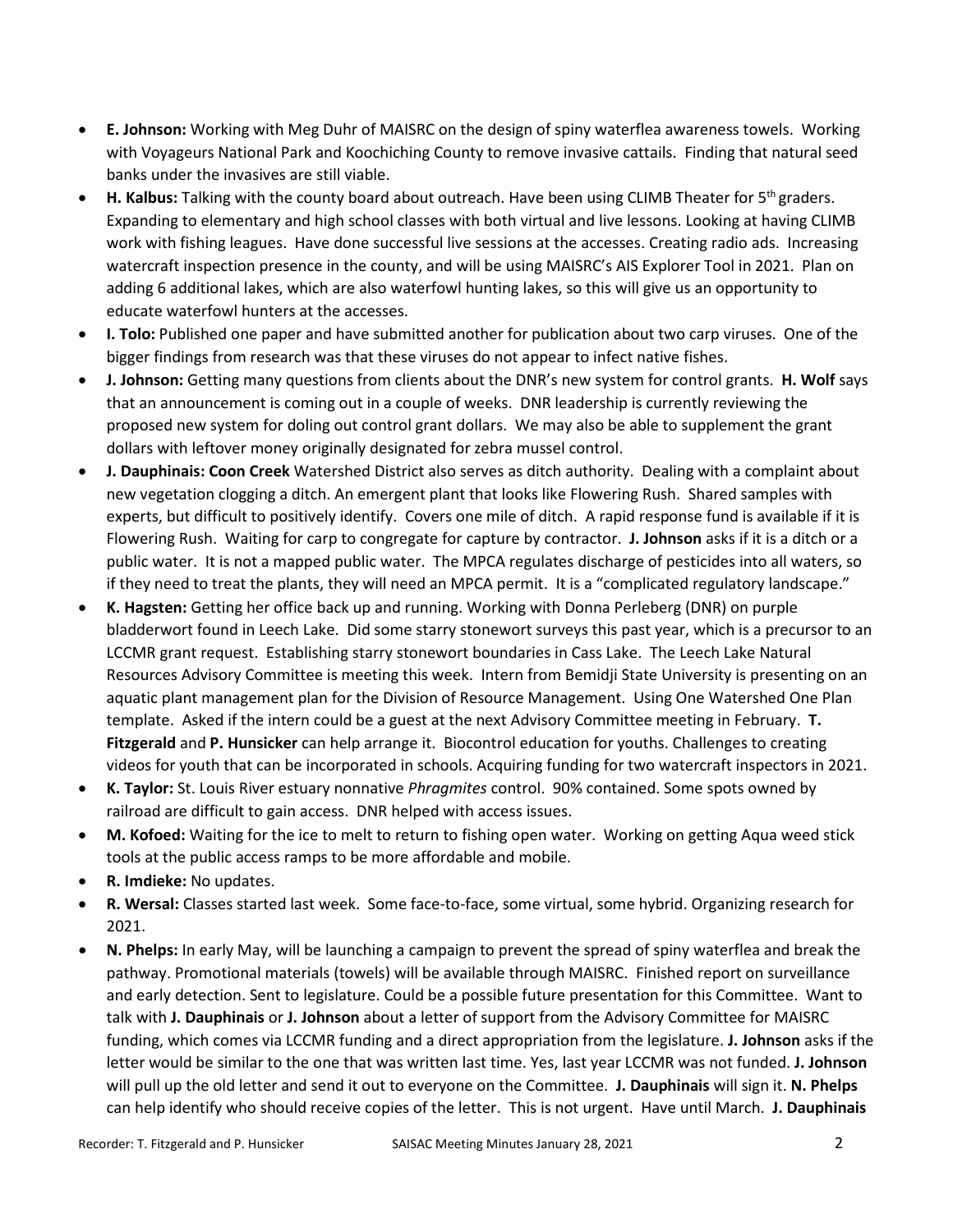- **E. Johnson:** Working with Meg Duhr of MAISRC on the design of spiny waterflea awareness towels. Working with Voyageurs National Park and Koochiching County to remove invasive cattails. Finding that natural seed banks under the invasives are still viable.
- **H. Kalbus:** Talking with the county board about outreach. Have been using CLIMB Theater for 5th graders. Expanding to elementary and high school classes with both virtual and live lessons. Looking at having CLIMB work with fishing leagues. Have done successful live sessions at the accesses. Creating radio ads. Increasing watercraft inspection presence in the county, and will be using MAISRC's AIS Explorer Tool in 2021. Plan on adding 6 additional lakes, which are also waterfowl hunting lakes, so this will give us an opportunity to educate waterfowl hunters at the accesses.
- **I. Tolo:** Published one paper and have submitted another for publication about two carp viruses. One of the bigger findings from research was that these viruses do not appear to infect native fishes.
- **J. Johnson:** Getting many questions from clients about the DNR's new system for control grants. **H. Wolf** says that an announcement is coming out in a couple of weeks. DNR leadership is currently reviewing the proposed new system for doling out control grant dollars. We may also be able to supplement the grant dollars with leftover money originally designated for zebra mussel control.
- **J. Dauphinais: Coon Creek** Watershed District also serves as ditch authority. Dealing with a complaint about new vegetation clogging a ditch. An emergent plant that looks like Flowering Rush. Shared samples with experts, but difficult to positively identify. Covers one mile of ditch. A rapid response fund is available if it is Flowering Rush. Waiting for carp to congregate for capture by contractor. **J. Johnson** asks if it is a ditch or a public water. It is not a mapped public water. The MPCA regulates discharge of pesticides into all waters, so if they need to treat the plants, they will need an MPCA permit. It is a "complicated regulatory landscape."
- **K. Hagsten:** Getting her office back up and running. Working with Donna Perleberg (DNR) on purple bladderwort found in Leech Lake. Did some starry stonewort surveys this past year, which is a precursor to an LCCMR grant request. Establishing starry stonewort boundaries in Cass Lake. The Leech Lake Natural Resources Advisory Committee is meeting this week. Intern from Bemidji State University is presenting on an aquatic plant management plan for the Division of Resource Management. Using One Watershed One Plan template. Asked if the intern could be a guest at the next Advisory Committee meeting in February. **T. Fitzgerald** and **P. Hunsicker** can help arrange it. Biocontrol education for youths. Challenges to creating videos for youth that can be incorporated in schools. Acquiring funding for two watercraft inspectors in 2021.
- **K. Taylor:** St. Louis River estuary nonnative *Phragmites* control. 90% contained. Some spots owned by railroad are difficult to gain access. DNR helped with access issues.
- **M. Kofoed:** Waiting for the ice to melt to return to fishing open water. Working on getting Aqua weed stick tools at the public access ramps to be more affordable and mobile.
- **R. Imdieke:** No updates.
- **R. Wersal:** Classes started last week. Some face-to-face, some virtual, some hybrid. Organizing research for 2021.
- **N. Phelps:** In early May, will be launching a campaign to prevent the spread of spiny waterflea and break the pathway. Promotional materials (towels) will be available through MAISRC. Finished report on surveillance and early detection. Sent to legislature. Could be a possible future presentation for this Committee. Want to talk with **J. Dauphinais** or **J. Johnson** about a letter of support from the Advisory Committee for MAISRC funding, which comes via LCCMR funding and a direct appropriation from the legislature. **J. Johnson** asks if the letter would be similar to the one that was written last time. Yes, last year LCCMR was not funded. **J. Johnson** will pull up the old letter and send it out to everyone on the Committee. **J. Dauphinais** will sign it. **N. Phelps** can help identify who should receive copies of the letter. This is not urgent. Have until March. **J. Dauphinais**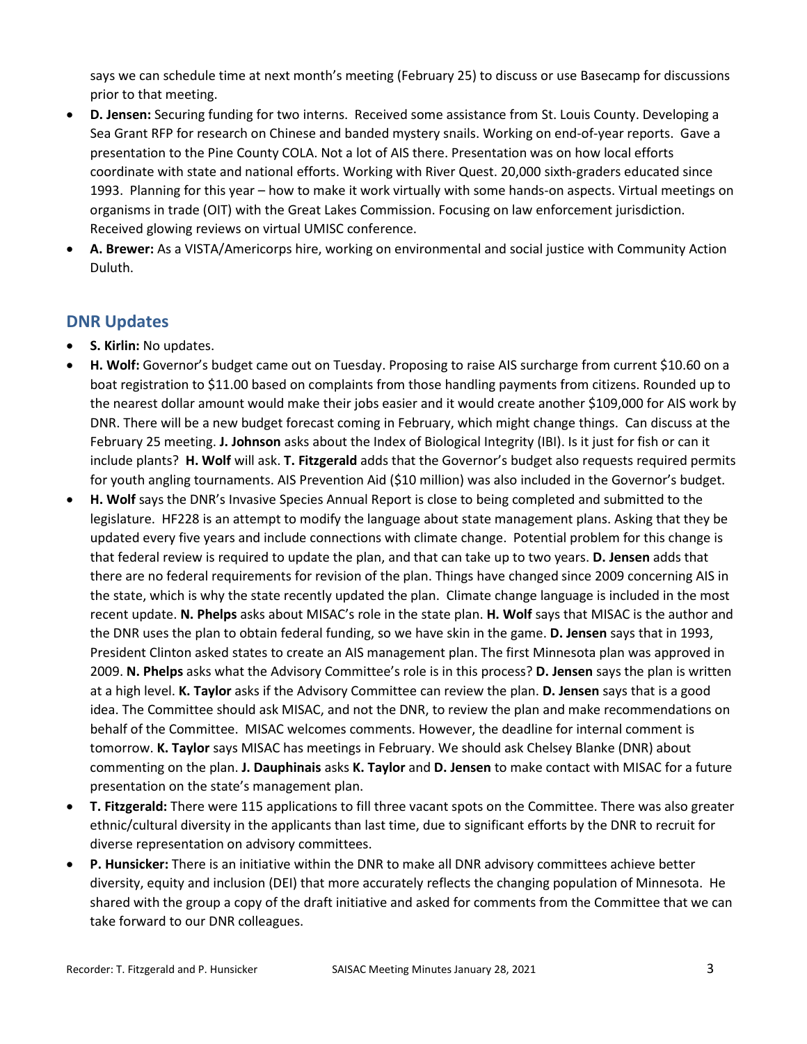says we can schedule time at next month's meeting (February 25) to discuss or use Basecamp for discussions prior to that meeting.

- **D. Jensen:** Securing funding for two interns. Received some assistance from St. Louis County. Developing a Sea Grant RFP for research on Chinese and banded mystery snails. Working on end-of-year reports. Gave a presentation to the Pine County COLA. Not a lot of AIS there. Presentation was on how local efforts coordinate with state and national efforts. Working with River Quest. 20,000 sixth-graders educated since 1993. Planning for this year – how to make it work virtually with some hands-on aspects. Virtual meetings on organisms in trade (OIT) with the Great Lakes Commission. Focusing on law enforcement jurisdiction. Received glowing reviews on virtual UMISC conference.
- **A. Brewer:** As a VISTA/Americorps hire, working on environmental and social justice with Community Action Duluth.

## DNR Updates

- **S. Kirlin:** No updates.
- **H. Wolf:** Governor's budget came out on Tuesday. Proposing to raise AIS surcharge from current $10.60 on a boat registration to $11.00 based on complaints from those handling payments from citizens. Rounded up to the nearest dollar amount would make their jobs easier and it would create another $109,000 for AIS work by DNR. There will be a new budget forecast coming in February, which might change things. Can discuss at the February 25 meeting. **J. Johnson** asks about the Index of Biological Integrity (IBI). Is it just for fish or can it include plants? **H. Wolf** will ask. **T. Fitzgerald** adds that the Governor's budget also requests required permits for youth angling tournaments. AIS Prevention Aid ($10 million) was also included in the Governor's budget.
- **H. Wolf** says the DNR's Invasive Species Annual Report is close to being completed and submitted to the legislature. HF228 is an attempt to modify the language about state management plans. Asking that they be updated every five years and include connections with climate change. Potential problem for this change is that federal review is required to update the plan, and that can take up to two years. **D. Jensen** adds that there are no federal requirements for revision of the plan. Things have changed since 2009 concerning AIS in the state, which is why the state recently updated the plan. Climate change language is included in the most recent update. **N. Phelps** asks about MISAC's role in the state plan. **H. Wolf** says that MISAC is the author and the DNR uses the plan to obtain federal funding, so we have skin in the game. **D. Jensen** says that in 1993, President Clinton asked states to create an AIS management plan. The first Minnesota plan was approved in 2009. **N. Phelps** asks what the Advisory Committee's role is in this process? **D. Jensen** says the plan is written at a high level. **K. Taylor** asks if the Advisory Committee can review the plan. **D. Jensen** says that is a good idea. The Committee should ask MISAC, and not the DNR, to review the plan and make recommendations on behalf of the Committee. MISAC welcomes comments. However, the deadline for internal comment is tomorrow. **K. Taylor** says MISAC has meetings in February. We should ask Chelsey Blanke (DNR) about commenting on the plan. **J. Dauphinais** asks **K. Taylor** and **D. Jensen** to make contact with MISAC for a future presentation on the state's management plan.
- **T. Fitzgerald:** There were 115 applications to fill three vacant spots on the Committee. There was also greater ethnic/cultural diversity in the applicants than last time, due to significant efforts by the DNR to recruit for diverse representation on advisory committees.
- **P. Hunsicker:** There is an initiative within the DNR to make all DNR advisory committees achieve better diversity, equity and inclusion (DEI) that more accurately reflects the changing population of Minnesota. He shared with the group a copy of the draft initiative and asked for comments from the Committee that we can take forward to our DNR colleagues.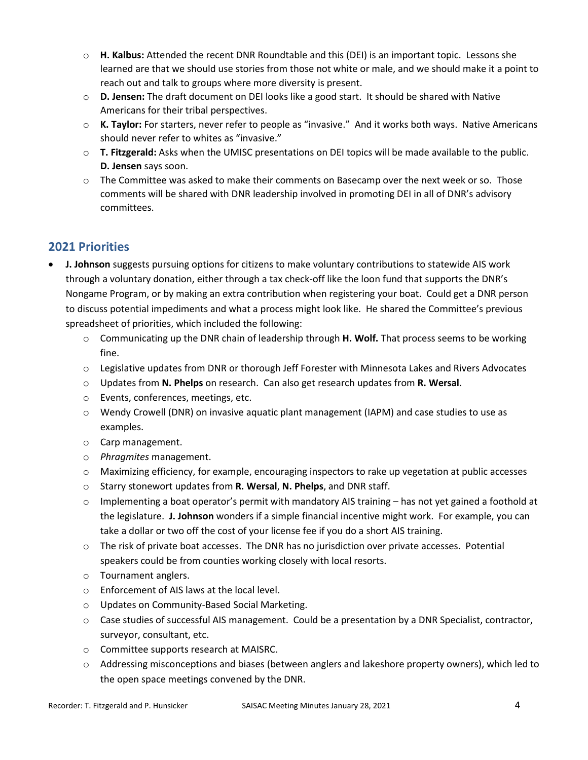- **H. Kalbus:** Attended the recent DNR Roundtable and this (DEI) is an important topic. Lessons she learned are that we should use stories from those not white or male, and we should make it a point to reach out and talk to groups where more diversity is present.
- **D. Jensen:** The draft document on DEI looks like a good start. It should be shared with Native Americans for their tribal perspectives.
- **K. Taylor:** For starters, never refer to people as "invasive." And it works both ways. Native Americans should never refer to whites as "invasive."
- **T. Fitzgerald:** Asks when the UMISC presentations on DEI topics will be made available to the public. **D. Jensen** says soon.
- The Committee was asked to make their comments on Basecamp over the next week or so. Those comments will be shared with DNR leadership involved in promoting DEI in all of DNR's advisory committees.

## 2021 Priorities

- **J. Johnson** suggests pursuing options for citizens to make voluntary contributions to statewide AIS work through a voluntary donation, either through a tax check-off like the loon fund that supports the DNR's Nongame Program, or by making an extra contribution when registering your boat. Could get a DNR person to discuss potential impediments and what a process might look like. He shared the Committee's previous spreadsheet of priorities, which included the following:
  - Communicating up the DNR chain of leadership through **H. Wolf.** That process seems to be working fine.
  - Legislative updates from DNR or thorough Jeff Forester with Minnesota Lakes and Rivers Advocates
  - Updates from **N. Phelps** on research. Can also get research updates from **R. Wersal**.
  - Events, conferences, meetings, etc.
  - Wendy Crowell (DNR) on invasive aquatic plant management (IAPM) and case studies to use as examples.
  - Carp management.
  - *Phragmites* management.
  - Maximizing efficiency, for example, encouraging inspectors to rake up vegetation at public accesses
  - Starry stonewort updates from **R. Wersal**, **N. Phelps**, and DNR staff.
  - Implementing a boat operator's permit with mandatory AIS training – has not yet gained a foothold at the legislature. **J. Johnson** wonders if a simple financial incentive might work. For example, you can take a dollar or two off the cost of your license fee if you do a short AIS training.
  - The risk of private boat accesses. The DNR has no jurisdiction over private accesses. Potential speakers could be from counties working closely with local resorts.
  - Tournament anglers.
  - Enforcement of AIS laws at the local level.
  - Updates on Community-Based Social Marketing.
  - Case studies of successful AIS management. Could be a presentation by a DNR Specialist, contractor, surveyor, consultant, etc.
  - Committee supports research at MAISRC.
  - Addressing misconceptions and biases (between anglers and lakeshore property owners), which led to the open space meetings convened by the DNR.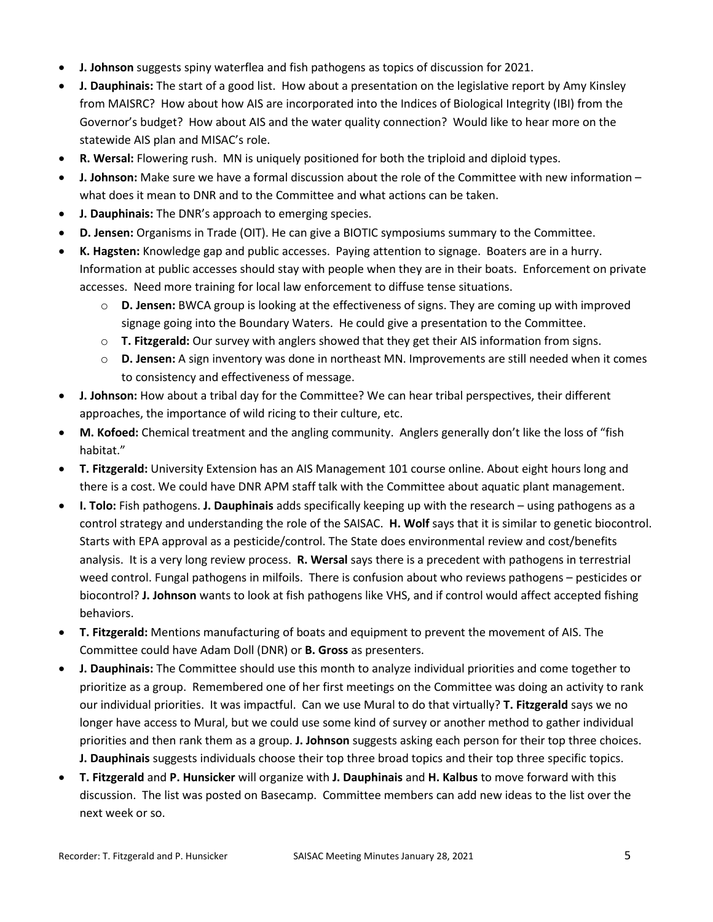- **J. Johnson** suggests spiny waterflea and fish pathogens as topics of discussion for 2021.
- **J. Dauphinais:** The start of a good list. How about a presentation on the legislative report by Amy Kinsley from MAISRC? How about how AIS are incorporated into the Indices of Biological Integrity (IBI) from the Governor's budget? How about AIS and the water quality connection? Would like to hear more on the statewide AIS plan and MISAC's role.
- **R. Wersal:** Flowering rush. MN is uniquely positioned for both the triploid and diploid types.
- **J. Johnson:** Make sure we have a formal discussion about the role of the Committee with new information – what does it mean to DNR and to the Committee and what actions can be taken.
- **J. Dauphinais:** The DNR's approach to emerging species.
- **D. Jensen:** Organisms in Trade (OIT). He can give a BIOTIC symposiums summary to the Committee.
- **K. Hagsten:** Knowledge gap and public accesses. Paying attention to signage. Boaters are in a hurry. Information at public accesses should stay with people when they are in their boats. Enforcement on private accesses. Need more training for local law enforcement to diffuse tense situations.
    - **D. Jensen:** BWCA group is looking at the effectiveness of signs. They are coming up with improved signage going into the Boundary Waters. He could give a presentation to the Committee.
    - **T. Fitzgerald:** Our survey with anglers showed that they get their AIS information from signs.
    - **D. Jensen:** A sign inventory was done in northeast MN. Improvements are still needed when it comes to consistency and effectiveness of message.
- **J. Johnson:** How about a tribal day for the Committee? We can hear tribal perspectives, their different approaches, the importance of wild ricing to their culture, etc.
- **M. Kofoed:** Chemical treatment and the angling community. Anglers generally don't like the loss of "fish habitat."
- **T. Fitzgerald:** University Extension has an AIS Management 101 course online. About eight hours long and there is a cost. We could have DNR APM staff talk with the Committee about aquatic plant management.
- **I. Tolo:** Fish pathogens. **J. Dauphinais** adds specifically keeping up with the research – using pathogens as a control strategy and understanding the role of the SAISAC. **H. Wolf** says that it is similar to genetic biocontrol. Starts with EPA approval as a pesticide/control. The State does environmental review and cost/benefits analysis. It is a very long review process. **R. Wersal** says there is a precedent with pathogens in terrestrial weed control. Fungal pathogens in milfoils. There is confusion about who reviews pathogens – pesticides or biocontrol? **J. Johnson** wants to look at fish pathogens like VHS, and if control would affect accepted fishing behaviors.
- **T. Fitzgerald:** Mentions manufacturing of boats and equipment to prevent the movement of AIS. The Committee could have Adam Doll (DNR) or **B. Gross** as presenters.
- **J. Dauphinais:** The Committee should use this month to analyze individual priorities and come together to prioritize as a group. Remembered one of her first meetings on the Committee was doing an activity to rank our individual priorities. It was impactful. Can we use Mural to do that virtually? **T. Fitzgerald** says we no longer have access to Mural, but we could use some kind of survey or another method to gather individual priorities and then rank them as a group. **J. Johnson** suggests asking each person for their top three choices. **J. Dauphinais** suggests individuals choose their top three broad topics and their top three specific topics.
- **T. Fitzgerald** and **P. Hunsicker** will organize with **J. Dauphinais** and **H. Kalbus** to move forward with this discussion. The list was posted on Basecamp. Committee members can add new ideas to the list over the next week or so.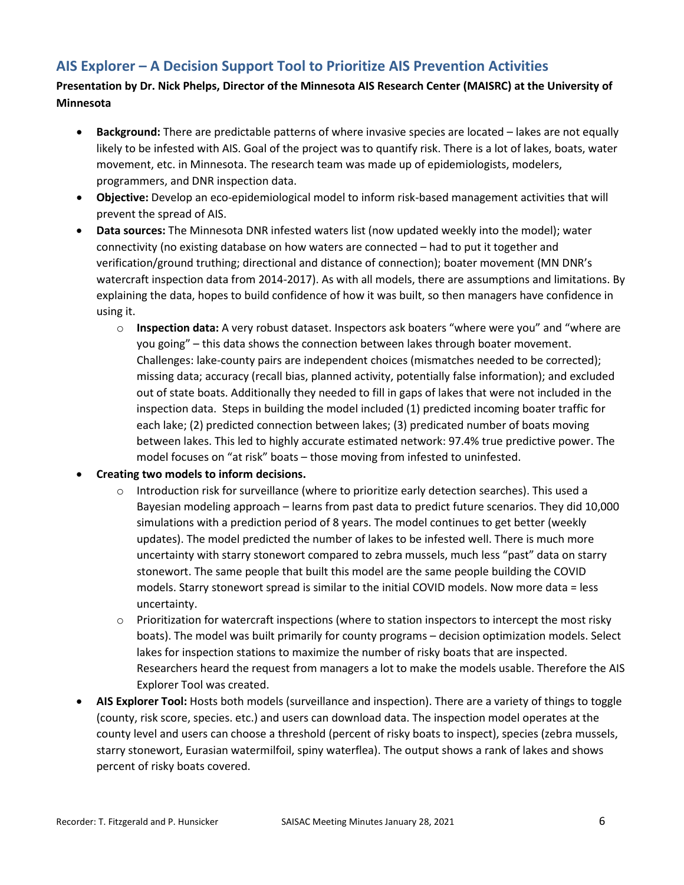## AIS Explorer – A Decision Support Tool to Prioritize AIS Prevention Activities

**Presentation by Dr. Nick Phelps, Director of the Minnesota AIS Research Center (MAISRC) at the University of Minnesota**

- **Background:** There are predictable patterns of where invasive species are located – lakes are not equally likely to be infested with AIS. Goal of the project was to quantify risk. There is a lot of lakes, boats, water movement, etc. in Minnesota. The research team was made up of epidemiologists, modelers, programmers, and DNR inspection data.
- **Objective:** Develop an eco-epidemiological model to inform risk-based management activities that will prevent the spread of AIS.
- **Data sources:** The Minnesota DNR infested waters list (now updated weekly into the model); water connectivity (no existing database on how waters are connected – had to put it together and verification/ground truthing; directional and distance of connection); boater movement (MN DNR's watercraft inspection data from 2014-2017). As with all models, there are assumptions and limitations. By explaining the data, hopes to build confidence of how it was built, so then managers have confidence in using it.
    - **Inspection data:** A very robust dataset. Inspectors ask boaters "where were you" and "where are you going" – this data shows the connection between lakes through boater movement. Challenges: lake-county pairs are independent choices (mismatches needed to be corrected); missing data; accuracy (recall bias, planned activity, potentially false information); and excluded out of state boats. Additionally they needed to fill in gaps of lakes that were not included in the inspection data. Steps in building the model included (1) predicted incoming boater traffic for each lake; (2) predicted connection between lakes; (3) predicated number of boats moving between lakes. This led to highly accurate estimated network: 97.4% true predictive power. The model focuses on "at risk" boats – those moving from infested to uninfested.
- **Creating two models to inform decisions.**
    - Introduction risk for surveillance (where to prioritize early detection searches). This used a Bayesian modeling approach – learns from past data to predict future scenarios. They did 10,000 simulations with a prediction period of 8 years. The model continues to get better (weekly updates). The model predicted the number of lakes to be infested well. There is much more uncertainty with starry stonewort compared to zebra mussels, much less "past" data on starry stonewort. The same people that built this model are the same people building the COVID models. Starry stonewort spread is similar to the initial COVID models. Now more data = less uncertainty.
    - Prioritization for watercraft inspections (where to station inspectors to intercept the most risky boats). The model was built primarily for county programs – decision optimization models. Select lakes for inspection stations to maximize the number of risky boats that are inspected. Researchers heard the request from managers a lot to make the models usable. Therefore the AIS Explorer Tool was created.
- **AIS Explorer Tool:** Hosts both models (surveillance and inspection). There are a variety of things to toggle (county, risk score, species. etc.) and users can download data. The inspection model operates at the county level and users can choose a threshold (percent of risky boats to inspect), species (zebra mussels, starry stonewort, Eurasian watermilfoil, spiny waterflea). The output shows a rank of lakes and shows percent of risky boats covered.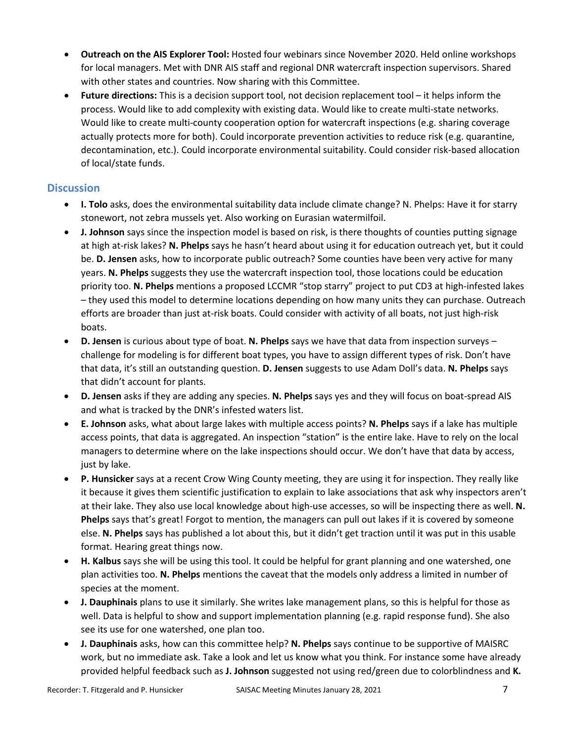- **Outreach on the AIS Explorer Tool:** Hosted four webinars since November 2020. Held online workshops for local managers. Met with DNR AIS staff and regional DNR watercraft inspection supervisors. Shared with other states and countries. Now sharing with this Committee.
- **Future directions:** This is a decision support tool, not decision replacement tool – it helps inform the process. Would like to add complexity with existing data. Would like to create multi-state networks. Would like to create multi-county cooperation option for watercraft inspections (e.g. sharing coverage actually protects more for both). Could incorporate prevention activities to reduce risk (e.g. quarantine, decontamination, etc.). Could incorporate environmental suitability. Could consider risk-based allocation of local/state funds.

## Discussion

- **I. Tolo** asks, does the environmental suitability data include climate change? N. Phelps: Have it for starry stonewort, not zebra mussels yet. Also working on Eurasian watermilfoil.
- **J. Johnson** says since the inspection model is based on risk, is there thoughts of counties putting signage at high at-risk lakes? **N. Phelps** says he hasn't heard about using it for education outreach yet, but it could be. **D. Jensen** asks, how to incorporate public outreach? Some counties have been very active for many years. **N. Phelps** suggests they use the watercraft inspection tool, those locations could be education priority too. **N. Phelps** mentions a proposed LCCMR "stop starry" project to put CD3 at high-infested lakes – they used this model to determine locations depending on how many units they can purchase. Outreach efforts are broader than just at-risk boats. Could consider with activity of all boats, not just high-risk boats.
- **D. Jensen** is curious about type of boat. **N. Phelps** says we have that data from inspection surveys – challenge for modeling is for different boat types, you have to assign different types of risk. Don't have that data, it's still an outstanding question. **D. Jensen** suggests to use Adam Doll's data. **N. Phelps** says that didn't account for plants.
- **D. Jensen** asks if they are adding any species. **N. Phelps** says yes and they will focus on boat-spread AIS and what is tracked by the DNR's infested waters list.
- **E. Johnson** asks, what about large lakes with multiple access points? **N. Phelps** says if a lake has multiple access points, that data is aggregated. An inspection "station" is the entire lake. Have to rely on the local managers to determine where on the lake inspections should occur. We don't have that data by access, just by lake.
- **P. Hunsicker** says at a recent Crow Wing County meeting, they are using it for inspection. They really like it because it gives them scientific justification to explain to lake associations that ask why inspectors aren't at their lake. They also use local knowledge about high-use accesses, so will be inspecting there as well. **N. Phelps** says that's great! Forgot to mention, the managers can pull out lakes if it is covered by someone else. **N. Phelps** says has published a lot about this, but it didn't get traction until it was put in this usable format. Hearing great things now.
- **H. Kalbus** says she will be using this tool. It could be helpful for grant planning and one watershed, one plan activities too. **N. Phelps** mentions the caveat that the models only address a limited in number of species at the moment.
- **J. Dauphinais** plans to use it similarly. She writes lake management plans, so this is helpful for those as well. Data is helpful to show and support implementation planning (e.g. rapid response fund). She also see its use for one watershed, one plan too.
- **J. Dauphinais** asks, how can this committee help? **N. Phelps** says continue to be supportive of MAISRC work, but no immediate ask. Take a look and let us know what you think. For instance some have already provided helpful feedback such as **J. Johnson** suggested not using red/green due to colorblindness and **K.**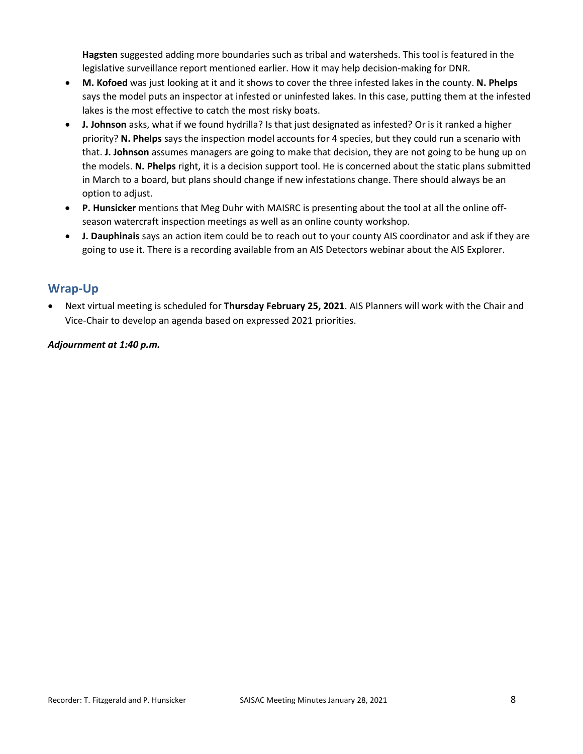**Hagsten** suggested adding more boundaries such as tribal and watersheds. This tool is featured in the legislative surveillance report mentioned earlier. How it may help decision-making for DNR.

- **M. Kofoed** was just looking at it and it shows to cover the three infested lakes in the county. **N. Phelps** says the model puts an inspector at infested or uninfested lakes. In this case, putting them at the infested lakes is the most effective to catch the most risky boats.
- **J. Johnson** asks, what if we found hydrilla? Is that just designated as infested? Or is it ranked a higher priority? **N. Phelps** says the inspection model accounts for 4 species, but they could run a scenario with that. **J. Johnson** assumes managers are going to make that decision, they are not going to be hung up on the models. **N. Phelps** right, it is a decision support tool. He is concerned about the static plans submitted in March to a board, but plans should change if new infestations change. There should always be an option to adjust.
- **P. Hunsicker** mentions that Meg Duhr with MAISRC is presenting about the tool at all the online off-season watercraft inspection meetings as well as an online county workshop.
- **J. Dauphinais** says an action item could be to reach out to your county AIS coordinator and ask if they are going to use it. There is a recording available from an AIS Detectors webinar about the AIS Explorer.

## Wrap-Up

- Next virtual meeting is scheduled for **Thursday February 25, 2021**. AIS Planners will work with the Chair and Vice-Chair to develop an agenda based on expressed 2021 priorities.

***Adjournment at 1:40 p.m.***